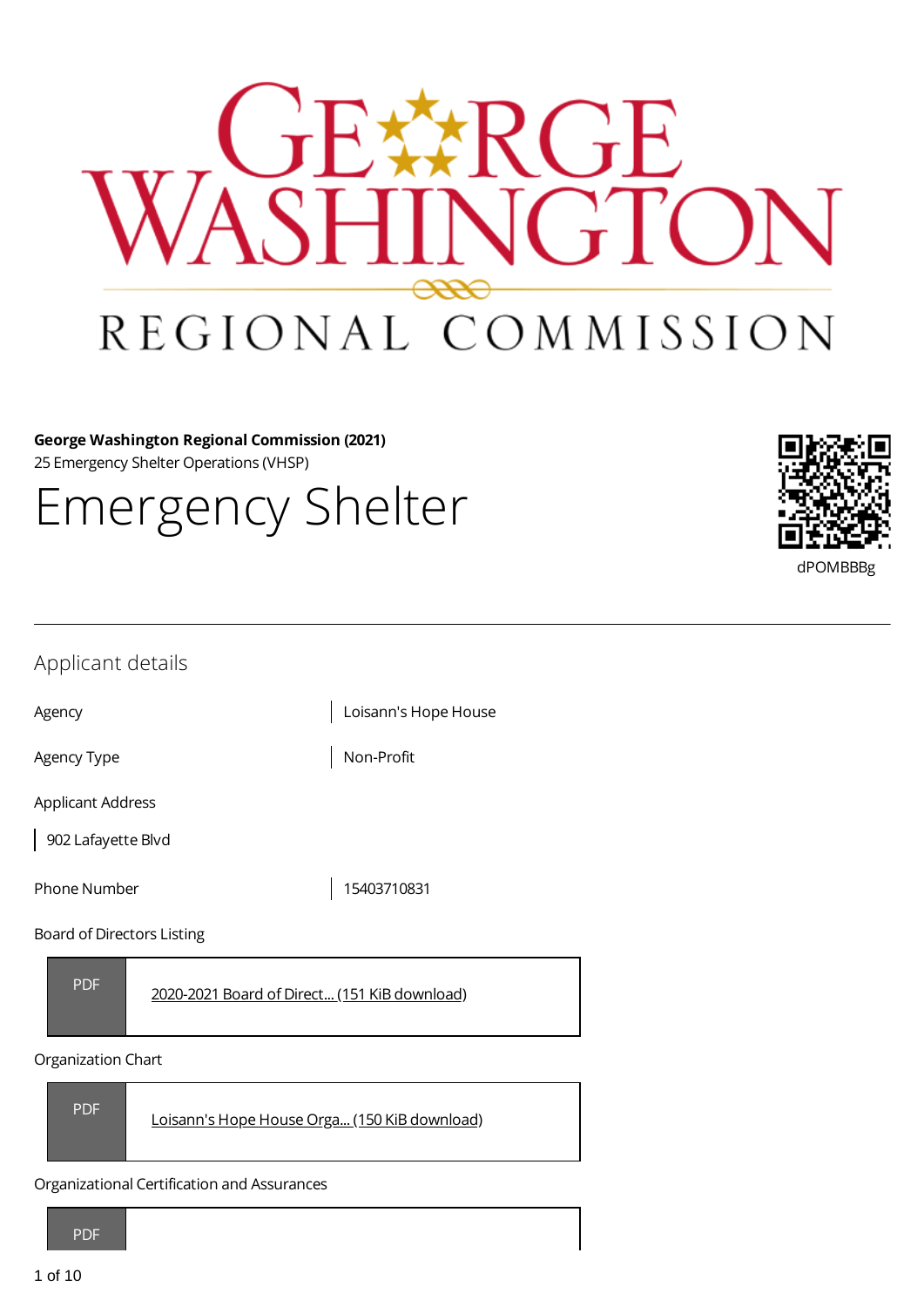**George Washington Regional Commission (2021)**
25 Emergency Shelter Operations (VHSP)

# Emergency Shelter

dPOMBBBg

## Applicant details

| | |
|---|---|
| Agency | Loisann's Hope House |
| Agency Type | Non-Profit |

Applicant Address

902 Lafayette Blvd

| | |
|---|---|
| Phone Number | 15403710831 |

Board of Directors Listing

PDF [2020-2021 Board of Direct... (151 KiB download)]

Organization Chart

PDF [Loisann's Hope House Orga... (150 KiB download)]

Organizational Certification and Assurances

PDF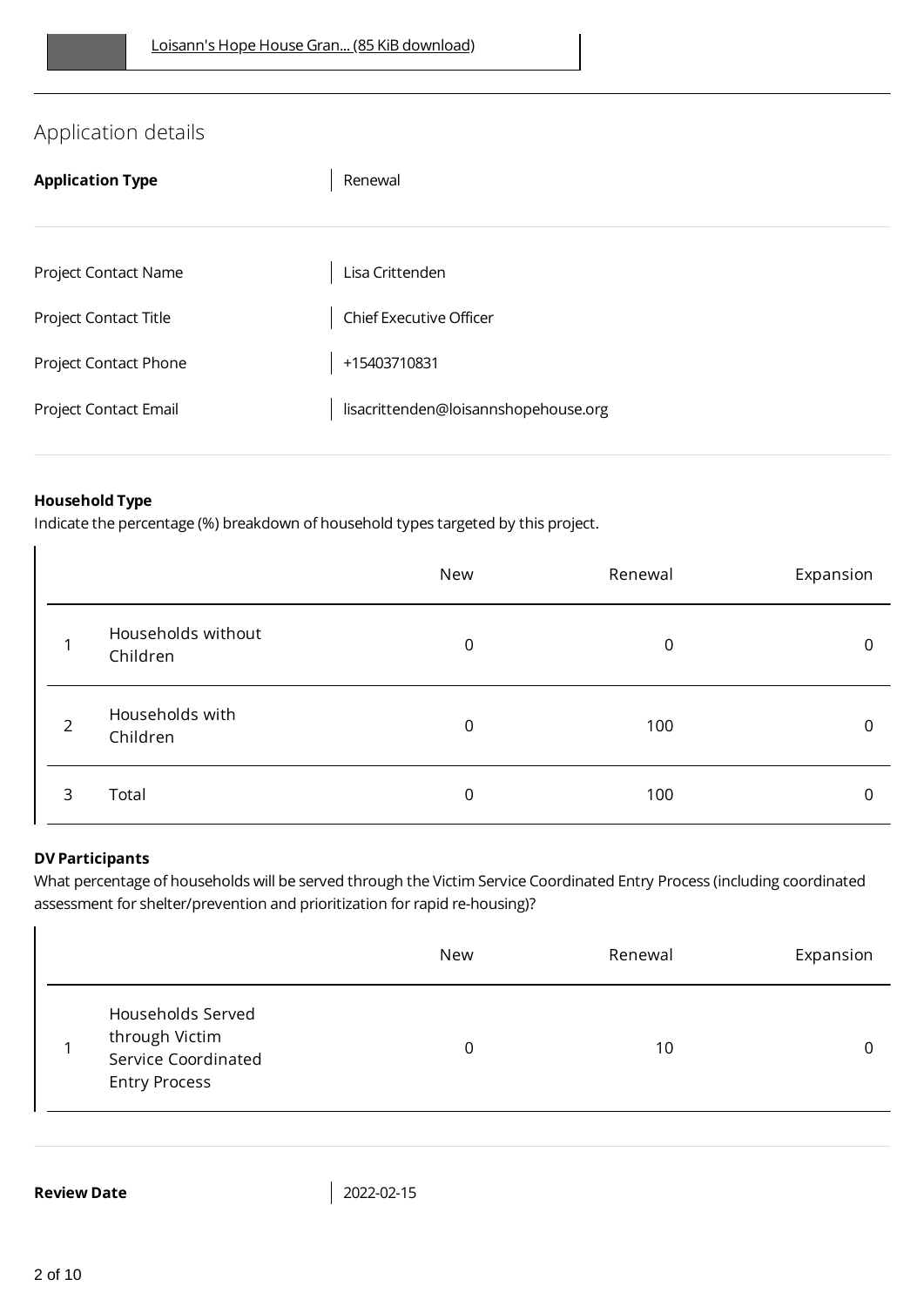Loisann's Hope House Gran... (85 KiB download)

## Application details

**Application Type** | Renewal

| | |
|---|---|
| Project Contact Name | Lisa Crittenden |
| Project Contact Title | Chief Executive Officer |
| Project Contact Phone | +15403710831 |
| Project Contact Email | lisacrittenden@loisannshopehouse.org |

**Household Type**

Indicate the percentage (%) breakdown of household types targeted by this project.

| | | New | Renewal | Expansion |
|---|---|---|---|---|
| 1 | Households without Children | 0 | 0 | 0 |
| 2 | Households with Children | 0 | 100 | 0 |
| 3 | Total | 0 | 100 | 0 |

**DV Participants**

What percentage of households will be served through the Victim Service Coordinated Entry Process (including coordinated assessment for shelter/prevention and prioritization for rapid re-housing)?

| | | New | Renewal | Expansion |
|---|---|---|---|---|
| 1 | Households Served through Victim Service Coordinated Entry Process | 0 | 10 | 0 |

**Review Date** | 2022-02-15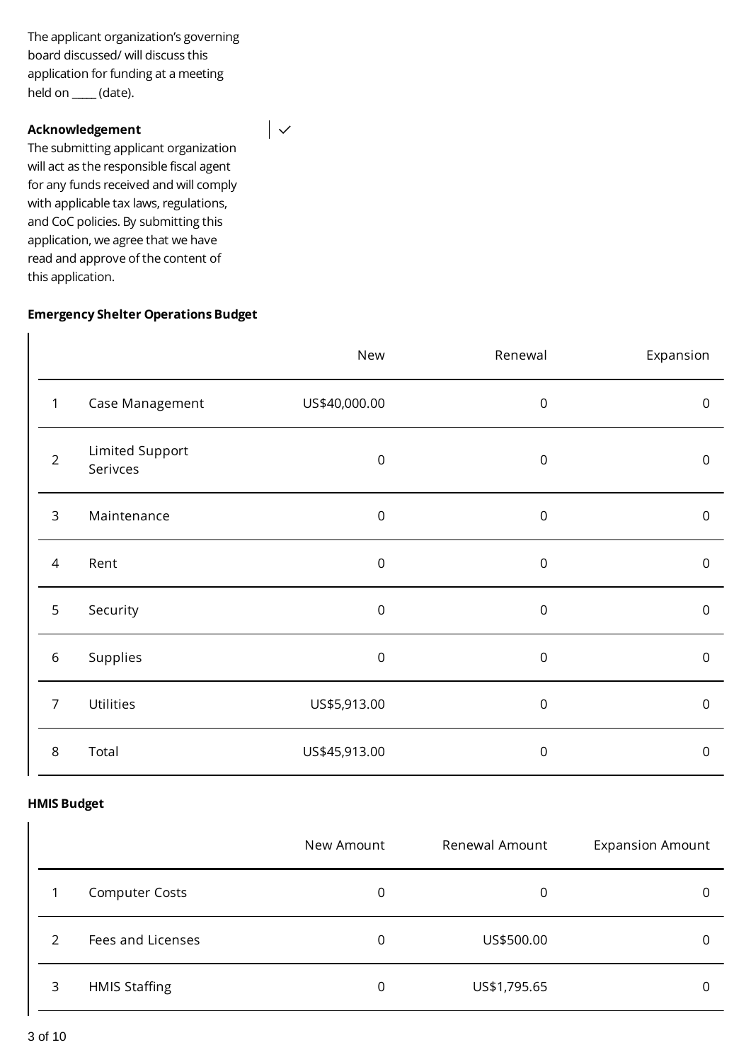The applicant organization's governing board discussed/ will discuss this application for funding at a meeting held on ____ (date).

**Acknowledgement**
The submitting applicant organization will act as the responsible fiscal agent for any funds received and will comply with applicable tax laws, regulations, and CoC policies. By submitting this application, we agree that we have read and approve of the content of this application.

✓

**Emergency Shelter Operations Budget**

| | | New | Renewal | Expansion |
|---|---|---|---|---|
| 1 | Case Management | US$40,000.00 | 0 | 0 |
| 2 | Limited Support Serivces | 0 | 0 | 0 |
| 3 | Maintenance | 0 | 0 | 0 |
| 4 | Rent | 0 | 0 | 0 |
| 5 | Security | 0 | 0 | 0 |
| 6 | Supplies | 0 | 0 | 0 |
| 7 | Utilities | US$5,913.00 | 0 | 0 |
| 8 | Total | US$45,913.00 | 0 | 0 |

**HMIS Budget**

| | | New Amount | Renewal Amount | Expansion Amount |
|---|---|---|---|---|
| 1 | Computer Costs | 0 | 0 | 0 |
| 2 | Fees and Licenses | 0 | US$500.00 | 0 |
| 3 | HMIS Staffing | 0 | US$1,795.65 | 0 |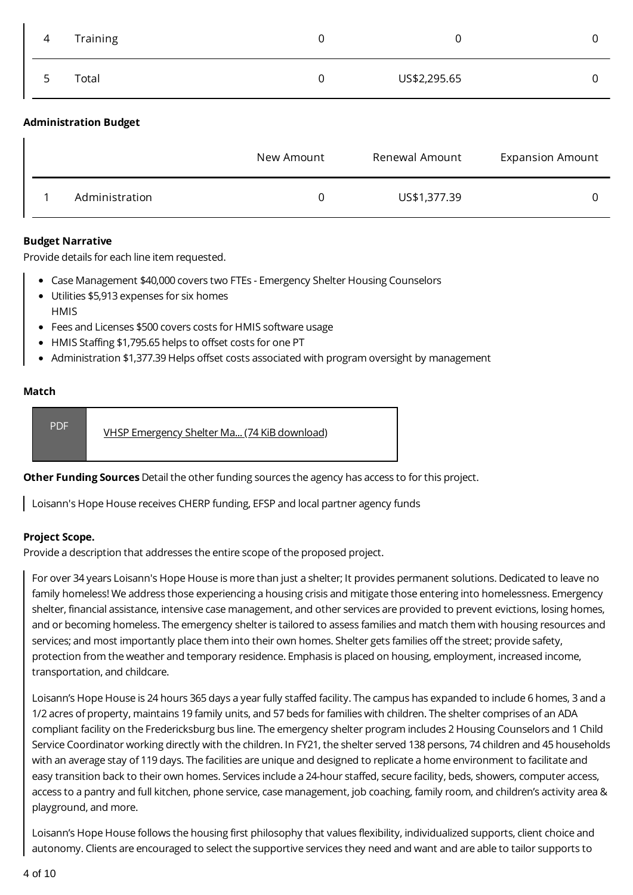| | | | | |
|---|---|---|---|---|
| 4 | Training | 0 | 0 | 0 |
| 5 | Total | 0 | US$2,295.65 | 0 |

**Administration Budget**

| | | New Amount | Renewal Amount | Expansion Amount |
|---|---|---|---|---|
| 1 | Administration | 0 | US$1,377.39 | 0 |

**Budget Narrative**
Provide details for each line item requested.

- Case Management $40,000 covers two FTEs - Emergency Shelter Housing Counselors
- Utilities $5,913 expenses for six homes
  HMIS
- Fees and Licenses $500 covers costs for HMIS software usage
- HMIS Staffing $1,795.65 helps to offset costs for one PT
- Administration $1,377.39 Helps offset costs associated with program oversight by management

**Match**

PDF [VHSP Emergency Shelter Ma... (74 KiB download)]

**Other Funding Sources** Detail the other funding sources the agency has access to for this project.

Loisann's Hope House receives CHERP funding, EFSP and local partner agency funds

**Project Scope.**
Provide a description that addresses the entire scope of the proposed project.

For over 34 years Loisann's Hope House is more than just a shelter; It provides permanent solutions. Dedicated to leave no family homeless! We address those experiencing a housing crisis and mitigate those entering into homelessness. Emergency shelter, financial assistance, intensive case management, and other services are provided to prevent evictions, losing homes, and or becoming homeless. The emergency shelter is tailored to assess families and match them with housing resources and services; and most importantly place them into their own homes. Shelter gets families off the street; provide safety, protection from the weather and temporary residence. Emphasis is placed on housing, employment, increased income, transportation, and childcare.

Loisann's Hope House is 24 hours 365 days a year fully staffed facility. The campus has expanded to include 6 homes, 3 and a 1/2 acres of property, maintains 19 family units, and 57 beds for families with children. The shelter comprises of an ADA compliant facility on the Fredericksburg bus line. The emergency shelter program includes 2 Housing Counselors and 1 Child Service Coordinator working directly with the children. In FY21, the shelter served 138 persons, 74 children and 45 households with an average stay of 119 days. The facilities are unique and designed to replicate a home environment to facilitate and easy transition back to their own homes. Services include a 24-hour staffed, secure facility, beds, showers, computer access, access to a pantry and full kitchen, phone service, case management, job coaching, family room, and children's activity area & playground, and more.

Loisann's Hope House follows the housing first philosophy that values flexibility, individualized supports, client choice and autonomy. Clients are encouraged to select the supportive services they need and want and are able to tailor supports to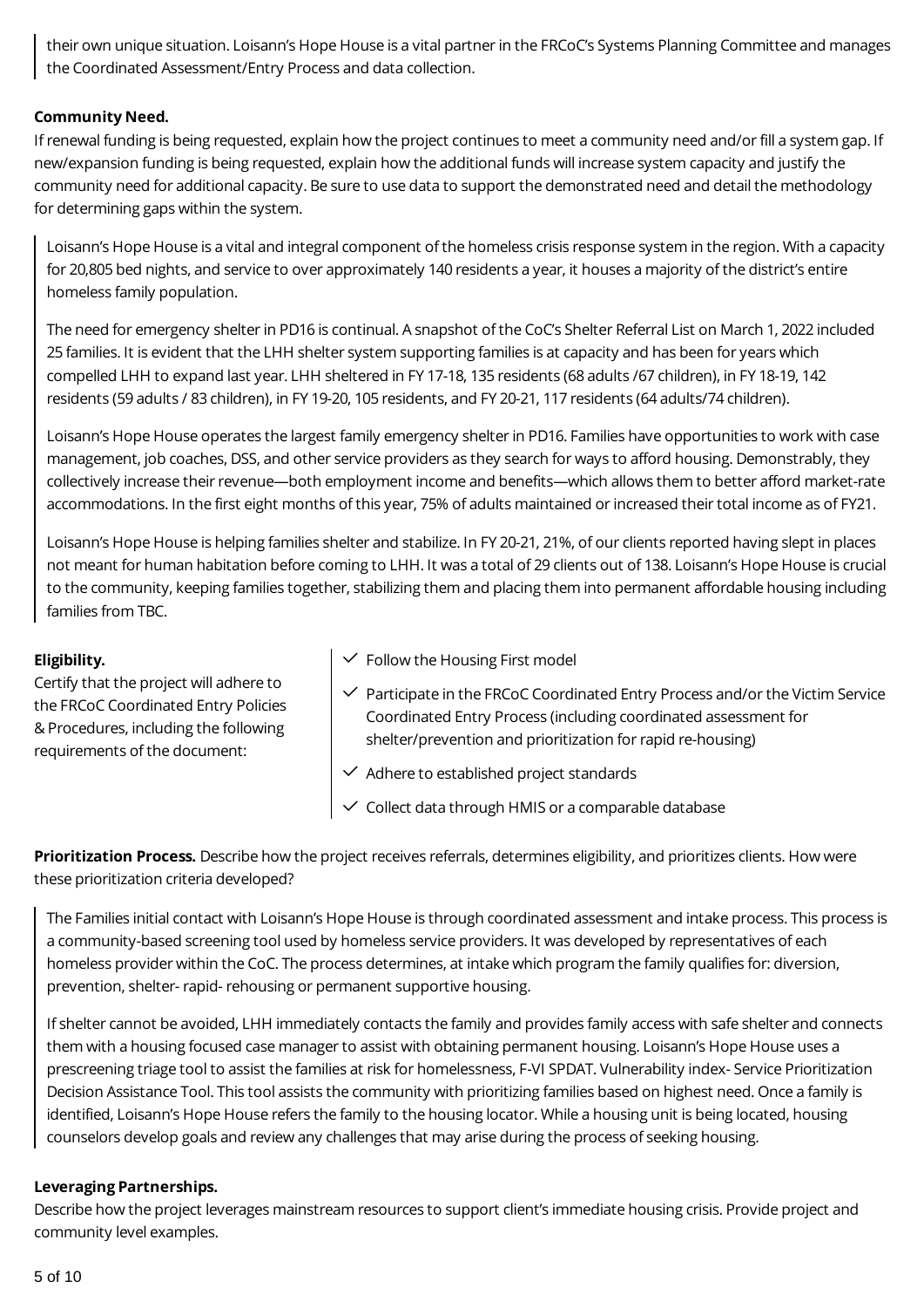their own unique situation. Loisann's Hope House is a vital partner in the FRCoC's Systems Planning Committee and manages the Coordinated Assessment/Entry Process and data collection.

**Community Need.**

If renewal funding is being requested, explain how the project continues to meet a community need and/or fill a system gap. If new/expansion funding is being requested, explain how the additional funds will increase system capacity and justify the community need for additional capacity. Be sure to use data to support the demonstrated need and detail the methodology for determining gaps within the system.

Loisann's Hope House is a vital and integral component of the homeless crisis response system in the region. With a capacity for 20,805 bed nights, and service to over approximately 140 residents a year, it houses a majority of the district's entire homeless family population.

The need for emergency shelter in PD16 is continual. A snapshot of the CoC's Shelter Referral List on March 1, 2022 included 25 families. It is evident that the LHH shelter system supporting families is at capacity and has been for years which compelled LHH to expand last year. LHH sheltered in FY 17-18, 135 residents (68 adults /67 children), in FY 18-19, 142 residents (59 adults / 83 children), in FY 19-20, 105 residents, and FY 20-21, 117 residents (64 adults/74 children).

Loisann's Hope House operates the largest family emergency shelter in PD16. Families have opportunities to work with case management, job coaches, DSS, and other service providers as they search for ways to afford housing. Demonstrably, they collectively increase their revenue—both employment income and benefits—which allows them to better afford market-rate accommodations. In the first eight months of this year, 75% of adults maintained or increased their total income as of FY21.

Loisann's Hope House is helping families shelter and stabilize. In FY 20-21, 21%, of our clients reported having slept in places not meant for human habitation before coming to LHH. It was a total of 29 clients out of 138. Loisann's Hope House is crucial to the community, keeping families together, stabilizing them and placing them into permanent affordable housing including families from TBC.

**Eligibility.**

Certify that the project will adhere to the FRCoC Coordinated Entry Policies & Procedures, including the following requirements of the document:

- ✓ Follow the Housing First model
- ✓ Participate in the FRCoC Coordinated Entry Process and/or the Victim Service Coordinated Entry Process (including coordinated assessment for shelter/prevention and prioritization for rapid re-housing)
- ✓ Adhere to established project standards
- ✓ Collect data through HMIS or a comparable database

**Prioritization Process.** Describe how the project receives referrals, determines eligibility, and prioritizes clients. How were these prioritization criteria developed?

The Families initial contact with Loisann's Hope House is through coordinated assessment and intake process. This process is a community-based screening tool used by homeless service providers. It was developed by representatives of each homeless provider within the CoC. The process determines, at intake which program the family qualifies for: diversion, prevention, shelter- rapid- rehousing or permanent supportive housing.

If shelter cannot be avoided, LHH immediately contacts the family and provides family access with safe shelter and connects them with a housing focused case manager to assist with obtaining permanent housing. Loisann's Hope House uses a prescreening triage tool to assist the families at risk for homelessness, F-VI SPDAT. Vulnerability index- Service Prioritization Decision Assistance Tool. This tool assists the community with prioritizing families based on highest need. Once a family is identified, Loisann's Hope House refers the family to the housing locator. While a housing unit is being located, housing counselors develop goals and review any challenges that may arise during the process of seeking housing.

**Leveraging Partnerships.**

Describe how the project leverages mainstream resources to support client's immediate housing crisis. Provide project and community level examples.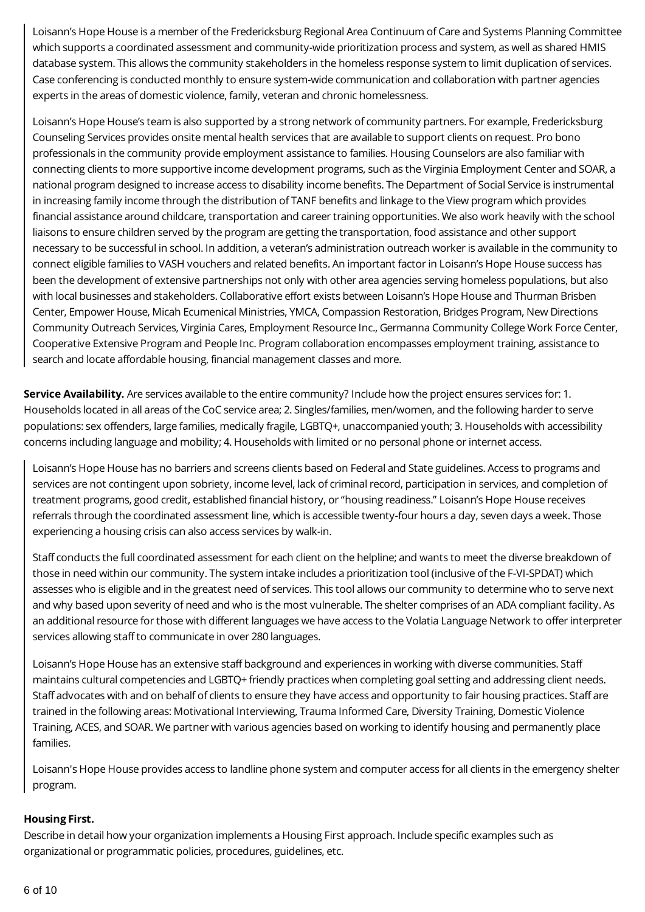Loisann's Hope House is a member of the Fredericksburg Regional Area Continuum of Care and Systems Planning Committee which supports a coordinated assessment and community-wide prioritization process and system, as well as shared HMIS database system. This allows the community stakeholders in the homeless response system to limit duplication of services. Case conferencing is conducted monthly to ensure system-wide communication and collaboration with partner agencies experts in the areas of domestic violence, family, veteran and chronic homelessness.

Loisann's Hope House's team is also supported by a strong network of community partners. For example, Fredericksburg Counseling Services provides onsite mental health services that are available to support clients on request. Pro bono professionals in the community provide employment assistance to families. Housing Counselors are also familiar with connecting clients to more supportive income development programs, such as the Virginia Employment Center and SOAR, a national program designed to increase access to disability income benefits. The Department of Social Service is instrumental in increasing family income through the distribution of TANF benefits and linkage to the View program which provides financial assistance around childcare, transportation and career training opportunities. We also work heavily with the school liaisons to ensure children served by the program are getting the transportation, food assistance and other support necessary to be successful in school. In addition, a veteran's administration outreach worker is available in the community to connect eligible families to VASH vouchers and related benefits. An important factor in Loisann's Hope House success has been the development of extensive partnerships not only with other area agencies serving homeless populations, but also with local businesses and stakeholders. Collaborative effort exists between Loisann's Hope House and Thurman Brisben Center, Empower House, Micah Ecumenical Ministries, YMCA, Compassion Restoration, Bridges Program, New Directions Community Outreach Services, Virginia Cares, Employment Resource Inc., Germanna Community College Work Force Center, Cooperative Extensive Program and People Inc. Program collaboration encompasses employment training, assistance to search and locate affordable housing, financial management classes and more.

**Service Availability.** Are services available to the entire community? Include how the project ensures services for: 1. Households located in all areas of the CoC service area; 2. Singles/families, men/women, and the following harder to serve populations: sex offenders, large families, medically fragile, LGBTQ+, unaccompanied youth; 3. Households with accessibility concerns including language and mobility; 4. Households with limited or no personal phone or internet access.

Loisann's Hope House has no barriers and screens clients based on Federal and State guidelines. Access to programs and services are not contingent upon sobriety, income level, lack of criminal record, participation in services, and completion of treatment programs, good credit, established financial history, or "housing readiness." Loisann's Hope House receives referrals through the coordinated assessment line, which is accessible twenty-four hours a day, seven days a week. Those experiencing a housing crisis can also access services by walk-in.

Staff conducts the full coordinated assessment for each client on the helpline; and wants to meet the diverse breakdown of those in need within our community. The system intake includes a prioritization tool (inclusive of the F-VI-SPDAT) which assesses who is eligible and in the greatest need of services. This tool allows our community to determine who to serve next and why based upon severity of need and who is the most vulnerable. The shelter comprises of an ADA compliant facility. As an additional resource for those with different languages we have access to the Volatia Language Network to offer interpreter services allowing staff to communicate in over 280 languages.

Loisann's Hope House has an extensive staff background and experiences in working with diverse communities. Staff maintains cultural competencies and LGBTQ+ friendly practices when completing goal setting and addressing client needs. Staff advocates with and on behalf of clients to ensure they have access and opportunity to fair housing practices. Staff are trained in the following areas: Motivational Interviewing, Trauma Informed Care, Diversity Training, Domestic Violence Training, ACES, and SOAR. We partner with various agencies based on working to identify housing and permanently place families.

Loisann's Hope House provides access to landline phone system and computer access for all clients in the emergency shelter program.

**Housing First.**

Describe in detail how your organization implements a Housing First approach. Include specific examples such as organizational or programmatic policies, procedures, guidelines, etc.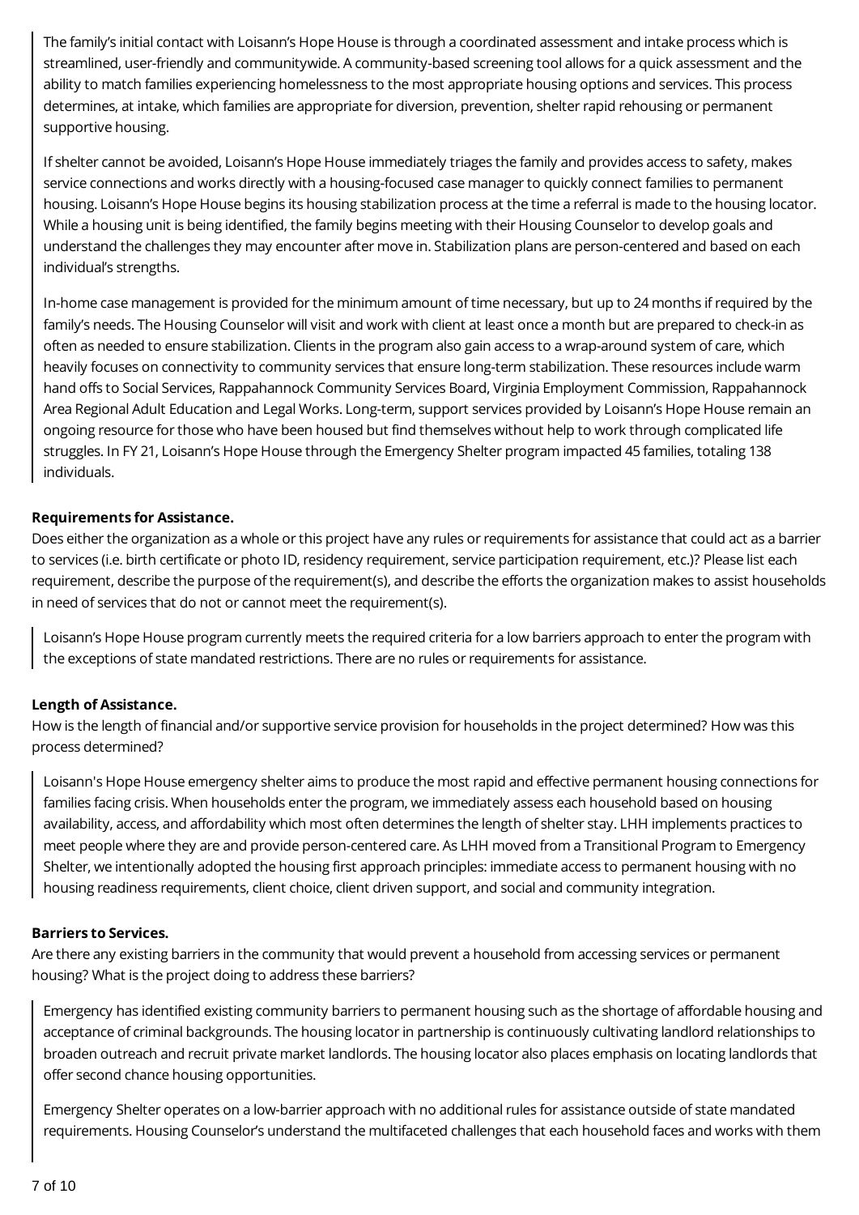The family's initial contact with Loisann's Hope House is through a coordinated assessment and intake process which is streamlined, user-friendly and communitywide. A community-based screening tool allows for a quick assessment and the ability to match families experiencing homelessness to the most appropriate housing options and services. This process determines, at intake, which families are appropriate for diversion, prevention, shelter rapid rehousing or permanent supportive housing.

If shelter cannot be avoided, Loisann's Hope House immediately triages the family and provides access to safety, makes service connections and works directly with a housing-focused case manager to quickly connect families to permanent housing. Loisann's Hope House begins its housing stabilization process at the time a referral is made to the housing locator. While a housing unit is being identified, the family begins meeting with their Housing Counselor to develop goals and understand the challenges they may encounter after move in. Stabilization plans are person-centered and based on each individual's strengths.

In-home case management is provided for the minimum amount of time necessary, but up to 24 months if required by the family's needs. The Housing Counselor will visit and work with client at least once a month but are prepared to check-in as often as needed to ensure stabilization. Clients in the program also gain access to a wrap-around system of care, which heavily focuses on connectivity to community services that ensure long-term stabilization. These resources include warm hand offs to Social Services, Rappahannock Community Services Board, Virginia Employment Commission, Rappahannock Area Regional Adult Education and Legal Works. Long-term, support services provided by Loisann's Hope House remain an ongoing resource for those who have been housed but find themselves without help to work through complicated life struggles. In FY 21, Loisann's Hope House through the Emergency Shelter program impacted 45 families, totaling 138 individuals.

**Requirements for Assistance.**

Does either the organization as a whole or this project have any rules or requirements for assistance that could act as a barrier to services (i.e. birth certificate or photo ID, residency requirement, service participation requirement, etc.)? Please list each requirement, describe the purpose of the requirement(s), and describe the efforts the organization makes to assist households in need of services that do not or cannot meet the requirement(s).

Loisann's Hope House program currently meets the required criteria for a low barriers approach to enter the program with the exceptions of state mandated restrictions. There are no rules or requirements for assistance.

**Length of Assistance.**

How is the length of financial and/or supportive service provision for households in the project determined? How was this process determined?

Loisann's Hope House emergency shelter aims to produce the most rapid and effective permanent housing connections for families facing crisis. When households enter the program, we immediately assess each household based on housing availability, access, and affordability which most often determines the length of shelter stay. LHH implements practices to meet people where they are and provide person-centered care. As LHH moved from a Transitional Program to Emergency Shelter, we intentionally adopted the housing first approach principles: immediate access to permanent housing with no housing readiness requirements, client choice, client driven support, and social and community integration.

**Barriers to Services.**

Are there any existing barriers in the community that would prevent a household from accessing services or permanent housing? What is the project doing to address these barriers?

Emergency has identified existing community barriers to permanent housing such as the shortage of affordable housing and acceptance of criminal backgrounds. The housing locator in partnership is continuously cultivating landlord relationships to broaden outreach and recruit private market landlords. The housing locator also places emphasis on locating landlords that offer second chance housing opportunities.

Emergency Shelter operates on a low-barrier approach with no additional rules for assistance outside of state mandated requirements. Housing Counselor's understand the multifaceted challenges that each household faces and works with them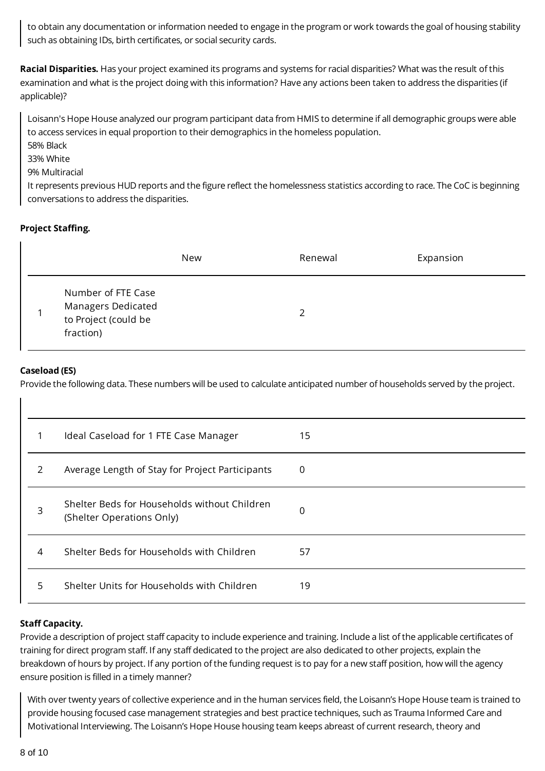to obtain any documentation or information needed to engage in the program or work towards the goal of housing stability such as obtaining IDs, birth certificates, or social security cards.

**Racial Disparities.** Has your project examined its programs and systems for racial disparities? What was the result of this examination and what is the project doing with this information? Have any actions been taken to address the disparities (if applicable)?

Loisann's Hope House analyzed our program participant data from HMIS to determine if all demographic groups were able to access services in equal proportion to their demographics in the homeless population.
58% Black
33% White
9% Multiracial
It represents previous HUD reports and the figure reflect the homelessness statistics according to race. The CoC is beginning conversations to address the disparities.

**Project Staffing.**

| | | New | Renewal | Expansion |
|---|---|---|---|---|
| 1 | Number of FTE Case Managers Dedicated to Project (could be fraction) | | 2 | |

**Caseload (ES)**
Provide the following data. These numbers will be used to calculate anticipated number of households served by the project.

| | | |
|---|---|---|
| 1 | Ideal Caseload for 1 FTE Case Manager | 15 |
| 2 | Average Length of Stay for Project Participants | 0 |
| 3 | Shelter Beds for Households without Children (Shelter Operations Only) | 0 |
| 4 | Shelter Beds for Households with Children | 57 |
| 5 | Shelter Units for Households with Children | 19 |

**Staff Capacity.**
Provide a description of project staff capacity to include experience and training. Include a list of the applicable certificates of training for direct program staff. If any staff dedicated to the project are also dedicated to other projects, explain the breakdown of hours by project. If any portion of the funding request is to pay for a new staff position, how will the agency ensure position is filled in a timely manner?

With over twenty years of collective experience and in the human services field, the Loisann's Hope House team is trained to provide housing focused case management strategies and best practice techniques, such as Trauma Informed Care and Motivational Interviewing. The Loisann's Hope House housing team keeps abreast of current research, theory and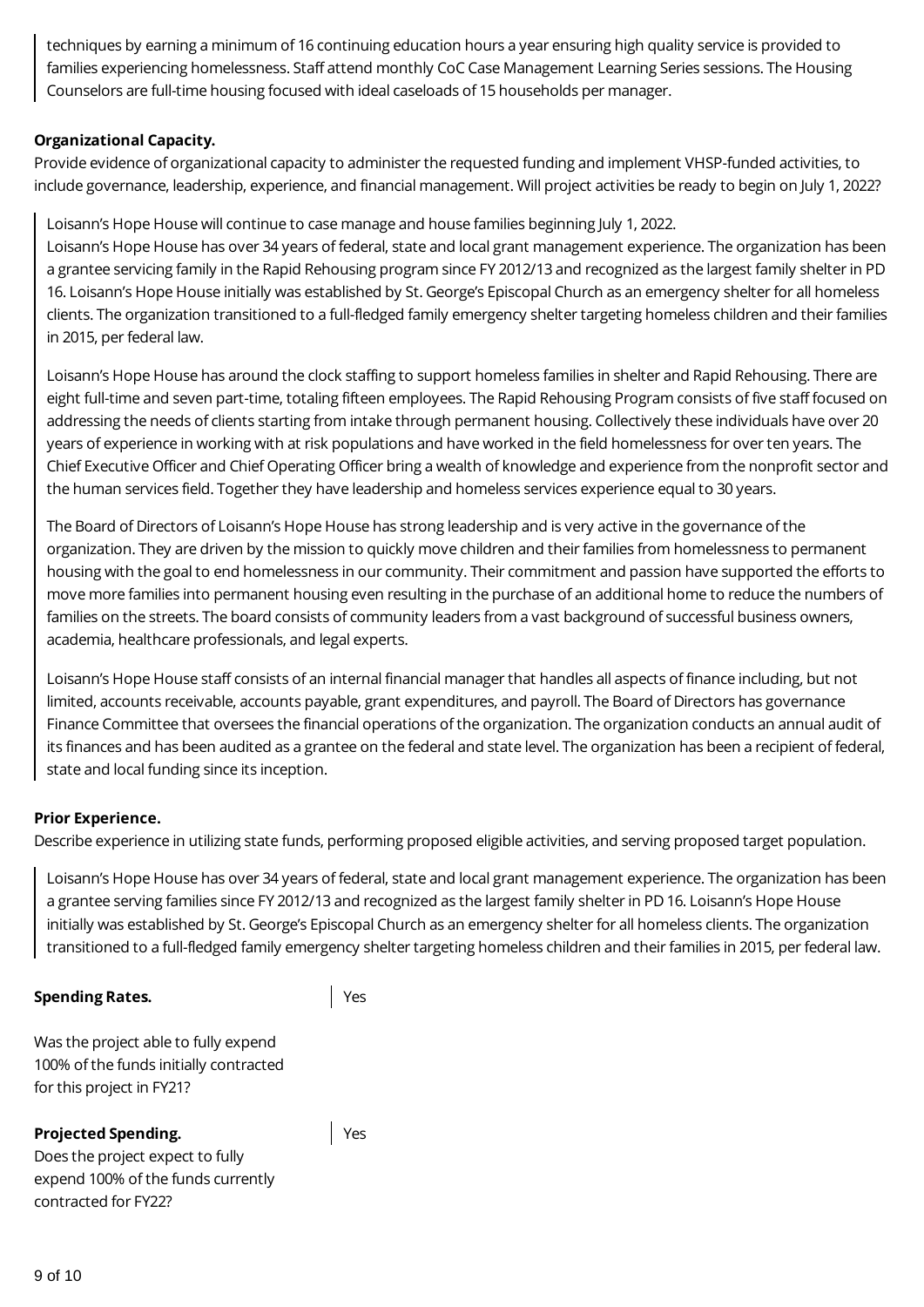techniques by earning a minimum of 16 continuing education hours a year ensuring high quality service is provided to families experiencing homelessness. Staff attend monthly CoC Case Management Learning Series sessions. The Housing Counselors are full-time housing focused with ideal caseloads of 15 households per manager.

**Organizational Capacity.**

Provide evidence of organizational capacity to administer the requested funding and implement VHSP-funded activities, to include governance, leadership, experience, and financial management. Will project activities be ready to begin on July 1, 2022?

Loisann's Hope House will continue to case manage and house families beginning July 1, 2022.
Loisann's Hope House has over 34 years of federal, state and local grant management experience. The organization has been a grantee servicing family in the Rapid Rehousing program since FY 2012/13 and recognized as the largest family shelter in PD 16. Loisann's Hope House initially was established by St. George's Episcopal Church as an emergency shelter for all homeless clients. The organization transitioned to a full-fledged family emergency shelter targeting homeless children and their families in 2015, per federal law.

Loisann's Hope House has around the clock staffing to support homeless families in shelter and Rapid Rehousing. There are eight full-time and seven part-time, totaling fifteen employees. The Rapid Rehousing Program consists of five staff focused on addressing the needs of clients starting from intake through permanent housing. Collectively these individuals have over 20 years of experience in working with at risk populations and have worked in the field homelessness for over ten years. The Chief Executive Officer and Chief Operating Officer bring a wealth of knowledge and experience from the nonprofit sector and the human services field. Together they have leadership and homeless services experience equal to 30 years.

The Board of Directors of Loisann's Hope House has strong leadership and is very active in the governance of the organization. They are driven by the mission to quickly move children and their families from homelessness to permanent housing with the goal to end homelessness in our community. Their commitment and passion have supported the efforts to move more families into permanent housing even resulting in the purchase of an additional home to reduce the numbers of families on the streets. The board consists of community leaders from a vast background of successful business owners, academia, healthcare professionals, and legal experts.

Loisann's Hope House staff consists of an internal financial manager that handles all aspects of finance including, but not limited, accounts receivable, accounts payable, grant expenditures, and payroll. The Board of Directors has governance Finance Committee that oversees the financial operations of the organization. The organization conducts an annual audit of its finances and has been audited as a grantee on the federal and state level. The organization has been a recipient of federal, state and local funding since its inception.

**Prior Experience.**

Describe experience in utilizing state funds, performing proposed eligible activities, and serving proposed target population.

Loisann's Hope House has over 34 years of federal, state and local grant management experience. The organization has been a grantee serving families since FY 2012/13 and recognized as the largest family shelter in PD 16. Loisann's Hope House initially was established by St. George's Episcopal Church as an emergency shelter for all homeless clients. The organization transitioned to a full-fledged family emergency shelter targeting homeless children and their families in 2015, per federal law.

**Spending Rates.**

Was the project able to fully expend 100% of the funds initially contracted for this project in FY21?

Yes

**Projected Spending.**

Does the project expect to fully expend 100% of the funds currently contracted for FY22?

Yes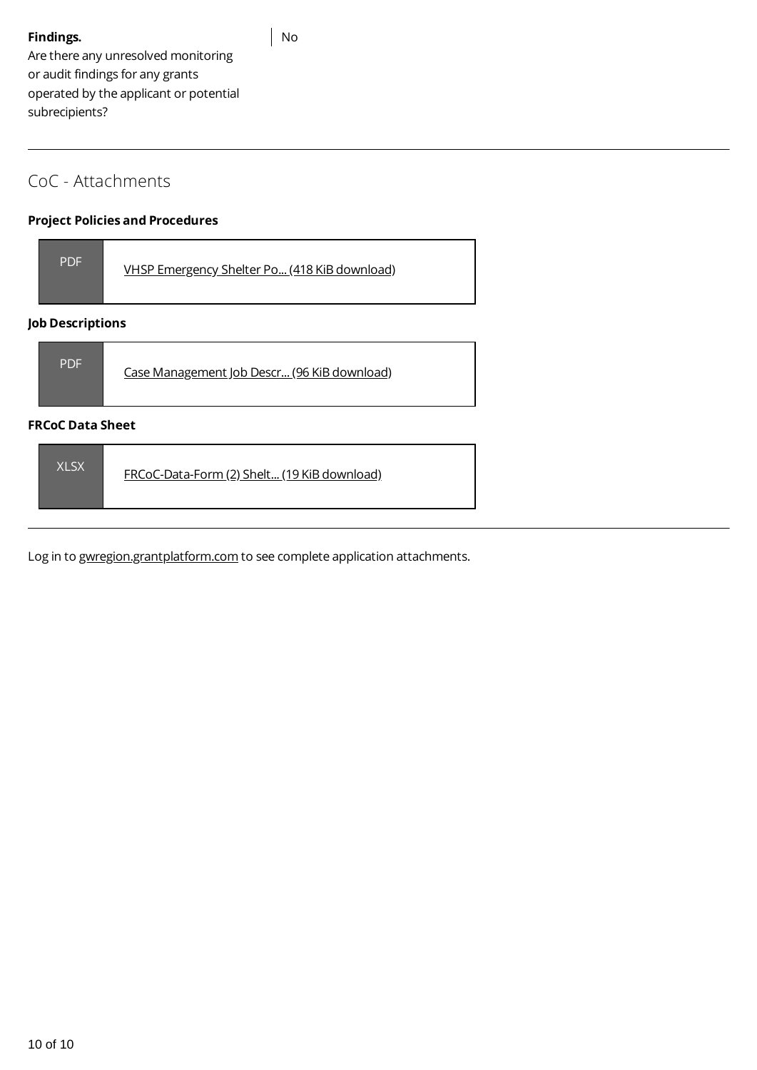**Findings.**
Are there any unresolved monitoring or audit findings for any grants operated by the applicant or potential subrecipients?

No

---

## CoC - Attachments

**Project Policies and Procedures**

PDF — VHSP Emergency Shelter Po... (418 KiB download)

**Job Descriptions**

PDF — Case Management Job Descr... (96 KiB download)

**FRCoC Data Sheet**

XLSX — FRCoC-Data-Form (2) Shelt... (19 KiB download)

---

Log in to gwregion.grantplatform.com to see complete application attachments.